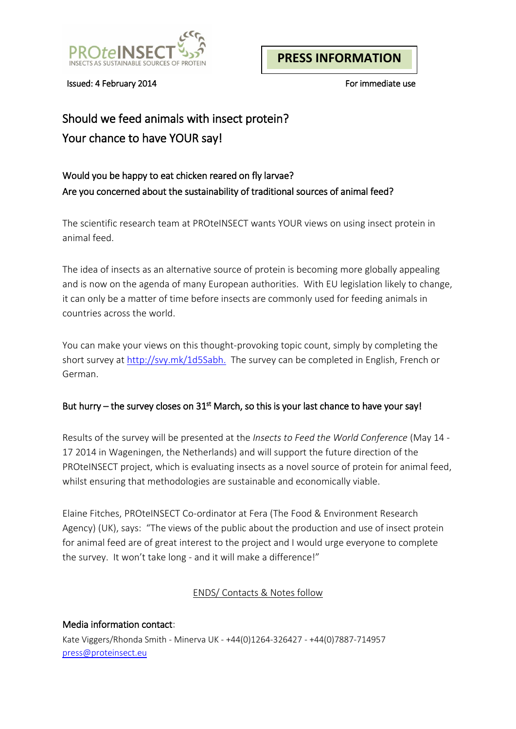PROteINSECT
INSECTS AS SUSTAINABLE SOURCES OF PROTEIN

**PRESS INFORMATION**

Issued: 4 February 2014

For immediate use

# Should we feed animals with insect protein?
# Your chance to have YOUR say!

**Would you be happy to eat chicken reared on fly larvae?**
**Are you concerned about the sustainability of traditional sources of animal feed?**

The scientific research team at PROteINSECT wants YOUR views on using insect protein in animal feed.

The idea of insects as an alternative source of protein is becoming more globally appealing and is now on the agenda of many European authorities. With EU legislation likely to change, it can only be a matter of time before insects are commonly used for feeding animals in countries across the world.

You can make your views on this thought-provoking topic count, simply by completing the short survey at http://svy.mk/1d5Sabh. The survey can be completed in English, French or German.

**But hurry – the survey closes on 31st March, so this is your last chance to have your say!**

Results of the survey will be presented at the *Insects to Feed the World Conference* (May 14 - 17 2014 in Wageningen, the Netherlands) and will support the future direction of the PROteINSECT project, which is evaluating insects as a novel source of protein for animal feed, whilst ensuring that methodologies are sustainable and economically viable.

Elaine Fitches, PROteINSECT Co-ordinator at Fera (The Food & Environment Research Agency) (UK), says: "The views of the public about the production and use of insect protein for animal feed are of great interest to the project and I would urge everyone to complete the survey. It won't take long - and it will make a difference!"

ENDS/ Contacts & Notes follow

**Media information contact**:
Kate Viggers/Rhonda Smith - Minerva UK - +44(0)1264-326427 - +44(0)7887-714957
press@proteinsect.eu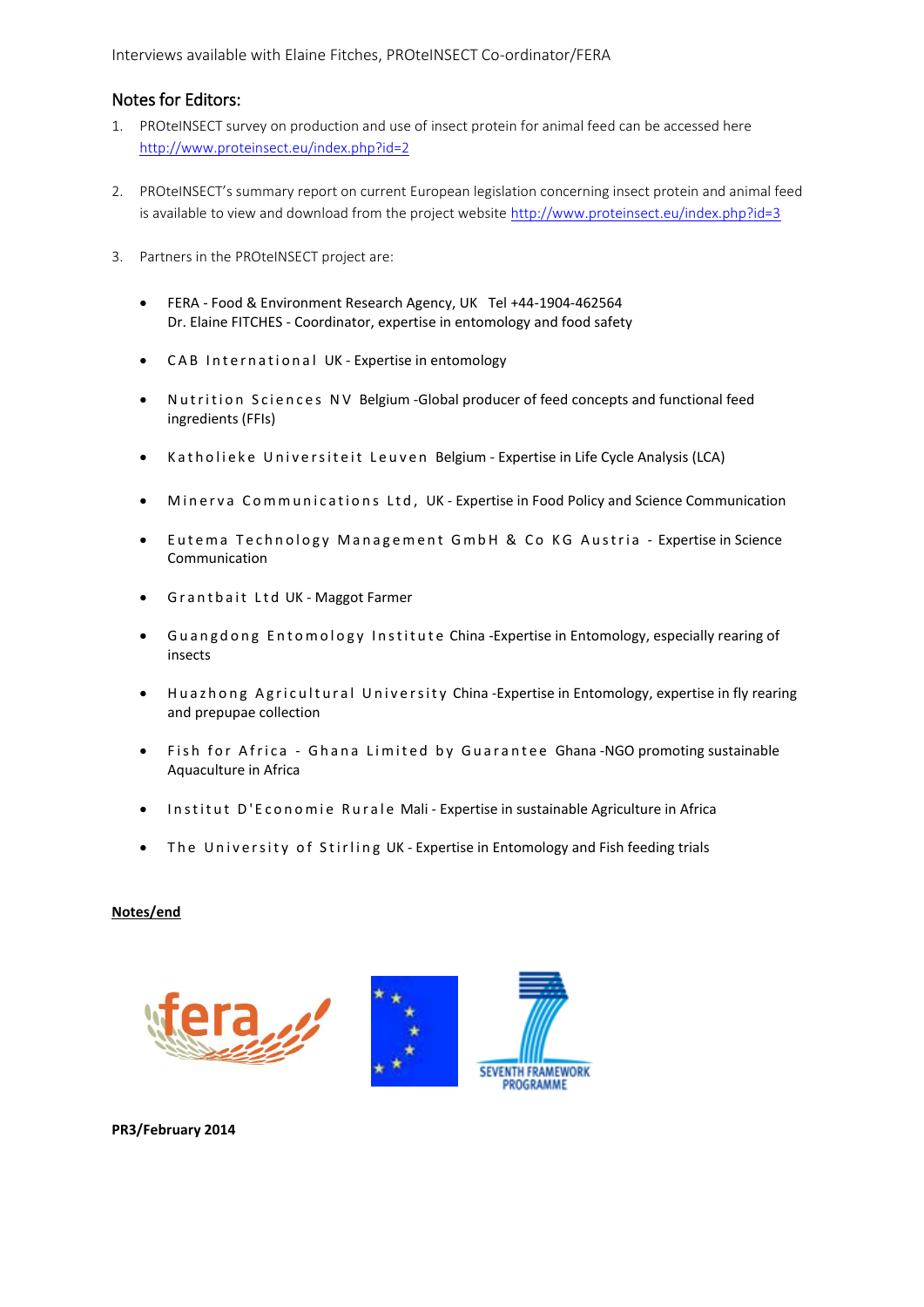Interviews available with Elaine Fitches, PROteINSECT Co-ordinator/FERA

## Notes for Editors:

1. PROteINSECT survey on production and use of insect protein for animal feed can be accessed here http://www.proteinsect.eu/index.php?id=2

2. PROteINSECT's summary report on current European legislation concerning insect protein and animal feed is available to view and download from the project website http://www.proteinsect.eu/index.php?id=3

3. Partners in the PROteINSECT project are:

   - FERA - Food & Environment Research Agency, UK Tel +44-1904-462564
     Dr. Elaine FITCHES - Coordinator, expertise in entomology and food safety
   - CAB International UK - Expertise in entomology
   - Nutrition Sciences NV Belgium -Global producer of feed concepts and functional feed ingredients (FFIs)
   - Katholieke Universiteit Leuven Belgium - Expertise in Life Cycle Analysis (LCA)
   - Minerva Communications Ltd, UK - Expertise in Food Policy and Science Communication
   - Eutema Technology Management GmbH & Co KG Austria - Expertise in Science Communication
   - Grantbait Ltd UK - Maggot Farmer
   - Guangdong Entomology Institute China -Expertise in Entomology, especially rearing of insects
   - Huazhong Agricultural University China -Expertise in Entomology, expertise in fly rearing and prepupae collection
   - Fish for Africa - Ghana Limited by Guarantee Ghana -NGO promoting sustainable Aquaculture in Africa
   - Institut D'Economie Rurale Mali - Expertise in sustainable Agriculture in Africa
   - The University of Stirling UK - Expertise in Entomology and Fish feeding trials

**Notes/end**

fera

SEVENTH FRAMEWORK PROGRAMME

**PR3/February 2014**